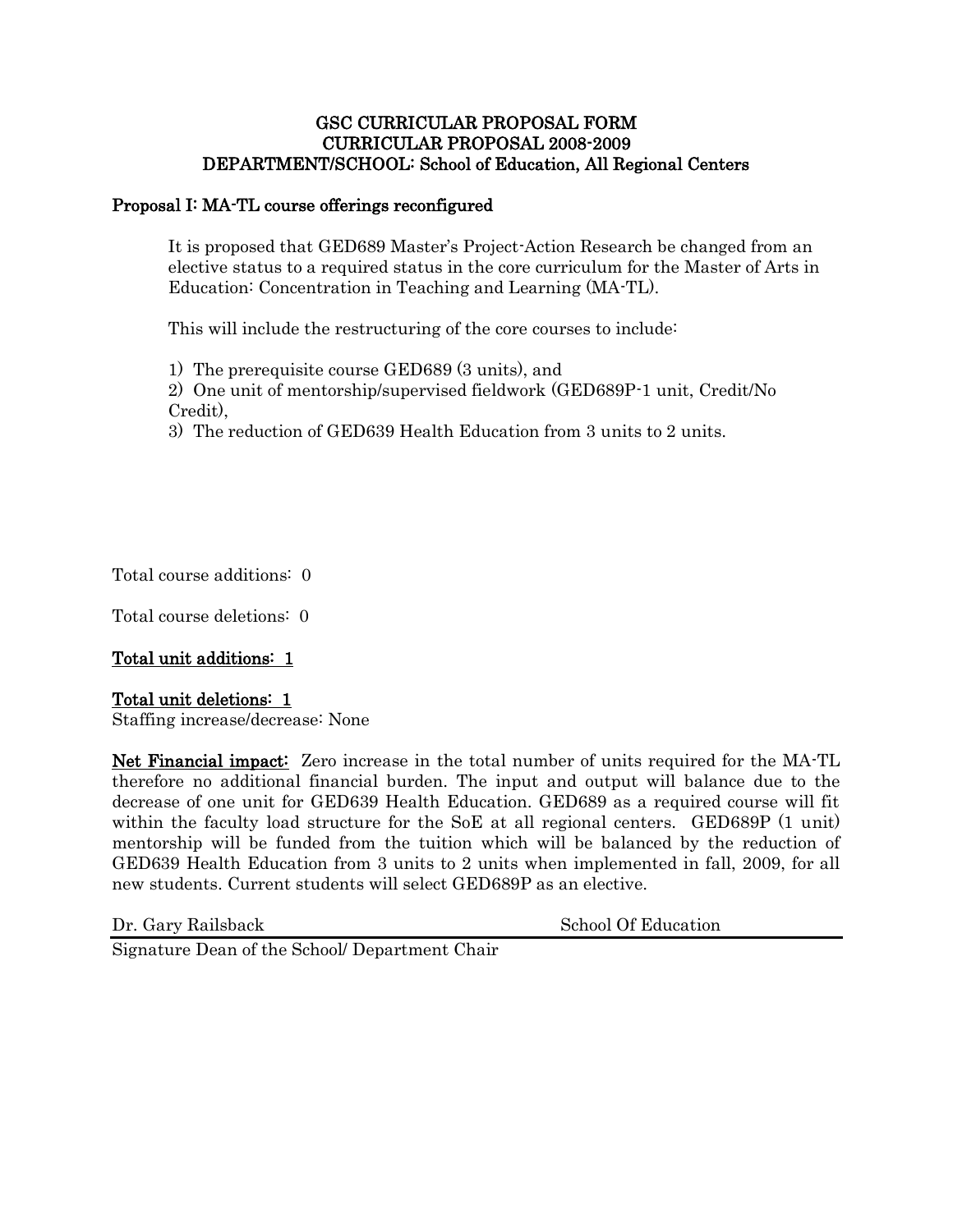# GSC CURRICULAR PROPOSAL FORM
## CURRICULAR PROPOSAL 2008-2009
## DEPARTMENT/SCHOOL: School of Education, All Regional Centers

**Proposal I: MA-TL course offerings reconfigured**

It is proposed that GED689 Master's Project-Action Research be changed from an elective status to a required status in the core curriculum for the Master of Arts in Education: Concentration in Teaching and Learning (MA-TL).

This will include the restructuring of the core courses to include:

1) The prerequisite course GED689 (3 units), and
2) One unit of mentorship/supervised fieldwork (GED689P-1 unit, Credit/No Credit),
3) The reduction of GED639 Health Education from 3 units to 2 units.

Total course additions: 0

Total course deletions: 0

**Total unit additions: 1**

**Total unit deletions: 1**

Staffing increase/decrease: None

**Net Financial impact:** Zero increase in the total number of units required for the MA-TL therefore no additional financial burden. The input and output will balance due to the decrease of one unit for GED639 Health Education. GED689 as a required course will fit within the faculty load structure for the SoE at all regional centers. GED689P (1 unit) mentorship will be funded from the tuition which will be balanced by the reduction of GED639 Health Education from 3 units to 2 units when implemented in fall, 2009, for all new students. Current students will select GED689P as an elective.

Dr. Gary Railsback School Of Education

Signature Dean of the School/ Department Chair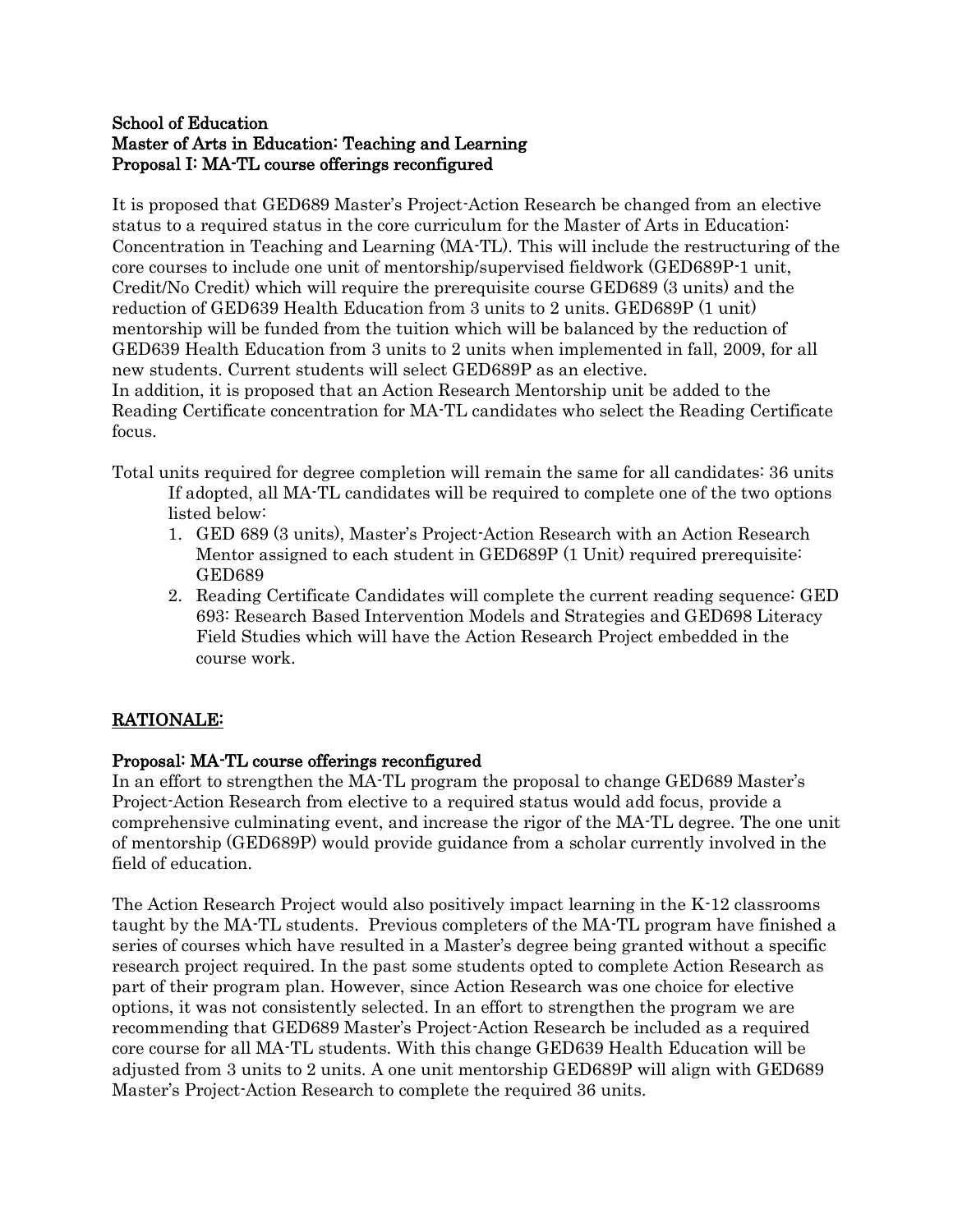**School of Education**
**Master of Arts in Education: Teaching and Learning**
**Proposal I: MA-TL course offerings reconfigured**

It is proposed that GED689 Master's Project-Action Research be changed from an elective status to a required status in the core curriculum for the Master of Arts in Education: Concentration in Teaching and Learning (MA-TL). This will include the restructuring of the core courses to include one unit of mentorship/supervised fieldwork (GED689P-1 unit, Credit/No Credit) which will require the prerequisite course GED689 (3 units) and the reduction of GED639 Health Education from 3 units to 2 units. GED689P (1 unit) mentorship will be funded from the tuition which will be balanced by the reduction of GED639 Health Education from 3 units to 2 units when implemented in fall, 2009, for all new students. Current students will select GED689P as an elective.
In addition, it is proposed that an Action Research Mentorship unit be added to the Reading Certificate concentration for MA-TL candidates who select the Reading Certificate focus.

Total units required for degree completion will remain the same for all candidates: 36 units
If adopted, all MA-TL candidates will be required to complete one of the two options listed below:

1. GED 689 (3 units), Master's Project-Action Research with an Action Research Mentor assigned to each student in GED689P (1 Unit) required prerequisite: GED689
2. Reading Certificate Candidates will complete the current reading sequence: GED 693: Research Based Intervention Models and Strategies and GED698 Literacy Field Studies which will have the Action Research Project embedded in the course work.

## RATIONALE:

**Proposal: MA-TL course offerings reconfigured**
In an effort to strengthen the MA-TL program the proposal to change GED689 Master's Project-Action Research from elective to a required status would add focus, provide a comprehensive culminating event, and increase the rigor of the MA-TL degree. The one unit of mentorship (GED689P) would provide guidance from a scholar currently involved in the field of education.

The Action Research Project would also positively impact learning in the K-12 classrooms taught by the MA-TL students. Previous completers of the MA-TL program have finished a series of courses which have resulted in a Master's degree being granted without a specific research project required. In the past some students opted to complete Action Research as part of their program plan. However, since Action Research was one choice for elective options, it was not consistently selected. In an effort to strengthen the program we are recommending that GED689 Master's Project-Action Research be included as a required core course for all MA-TL students. With this change GED639 Health Education will be adjusted from 3 units to 2 units. A one unit mentorship GED689P will align with GED689 Master's Project-Action Research to complete the required 36 units.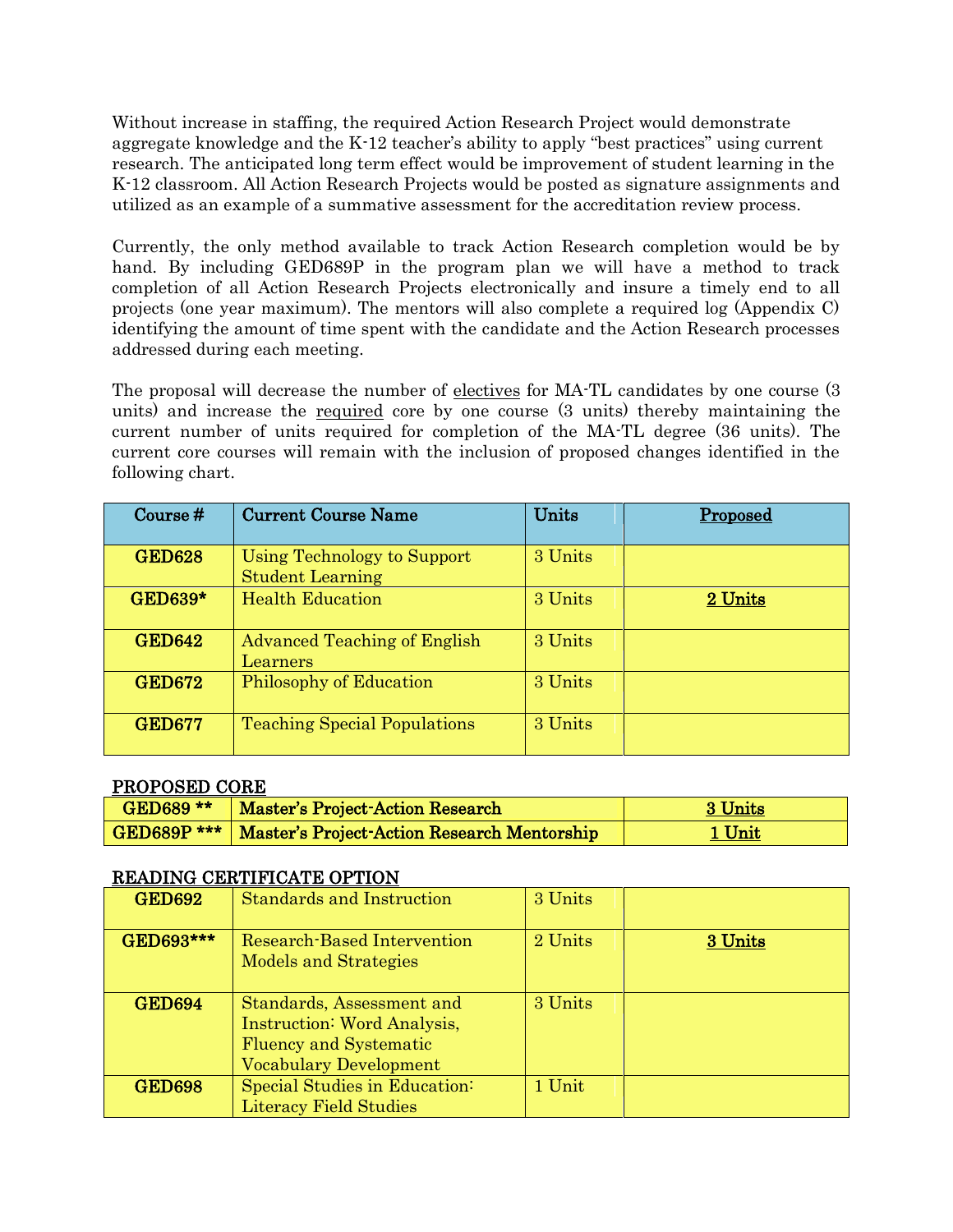Without increase in staffing, the required Action Research Project would demonstrate aggregate knowledge and the K-12 teacher's ability to apply "best practices" using current research. The anticipated long term effect would be improvement of student learning in the K-12 classroom. All Action Research Projects would be posted as signature assignments and utilized as an example of a summative assessment for the accreditation review process.

Currently, the only method available to track Action Research completion would be by hand. By including GED689P in the program plan we will have a method to track completion of all Action Research Projects electronically and insure a timely end to all projects (one year maximum). The mentors will also complete a required log (Appendix C) identifying the amount of time spent with the candidate and the Action Research processes addressed during each meeting.

The proposal will decrease the number of electives for MA-TL candidates by one course (3 units) and increase the required core by one course (3 units) thereby maintaining the current number of units required for completion of the MA-TL degree (36 units). The current core courses will remain with the inclusion of proposed changes identified in the following chart.

| Course # | Current Course Name | Units | Proposed |
|---|---|---|---|
| **GED628** | Using Technology to Support Student Learning | 3 Units | |
| **GED639*** | Health Education | 3 Units | 2 Units |
| **GED642** | Advanced Teaching of English Learners | 3 Units | |
| **GED672** | Philosophy of Education | 3 Units | |
| **GED677** | Teaching Special Populations | 3 Units | |

**PROPOSED CORE**

| Course # | Course Name | Units |
|---|---|---|
| **GED689 ** ** | **Master's Project-Action Research** | 3 Units |
| **GED689P ***** | **Master's Project-Action Research Mentorship** | 1 Unit |

**READING CERTIFICATE OPTION**

| Course # | Current Course Name | Units | Proposed |
|---|---|---|---|
| **GED692** | Standards and Instruction | 3 Units | |
| **GED693***** | Research-Based Intervention Models and Strategies | 2 Units | 3 Units |
| **GED694** | Standards, Assessment and Instruction: Word Analysis, Fluency and Systematic Vocabulary Development | 3 Units | |
| **GED698** | Special Studies in Education: Literacy Field Studies | 1 Unit | |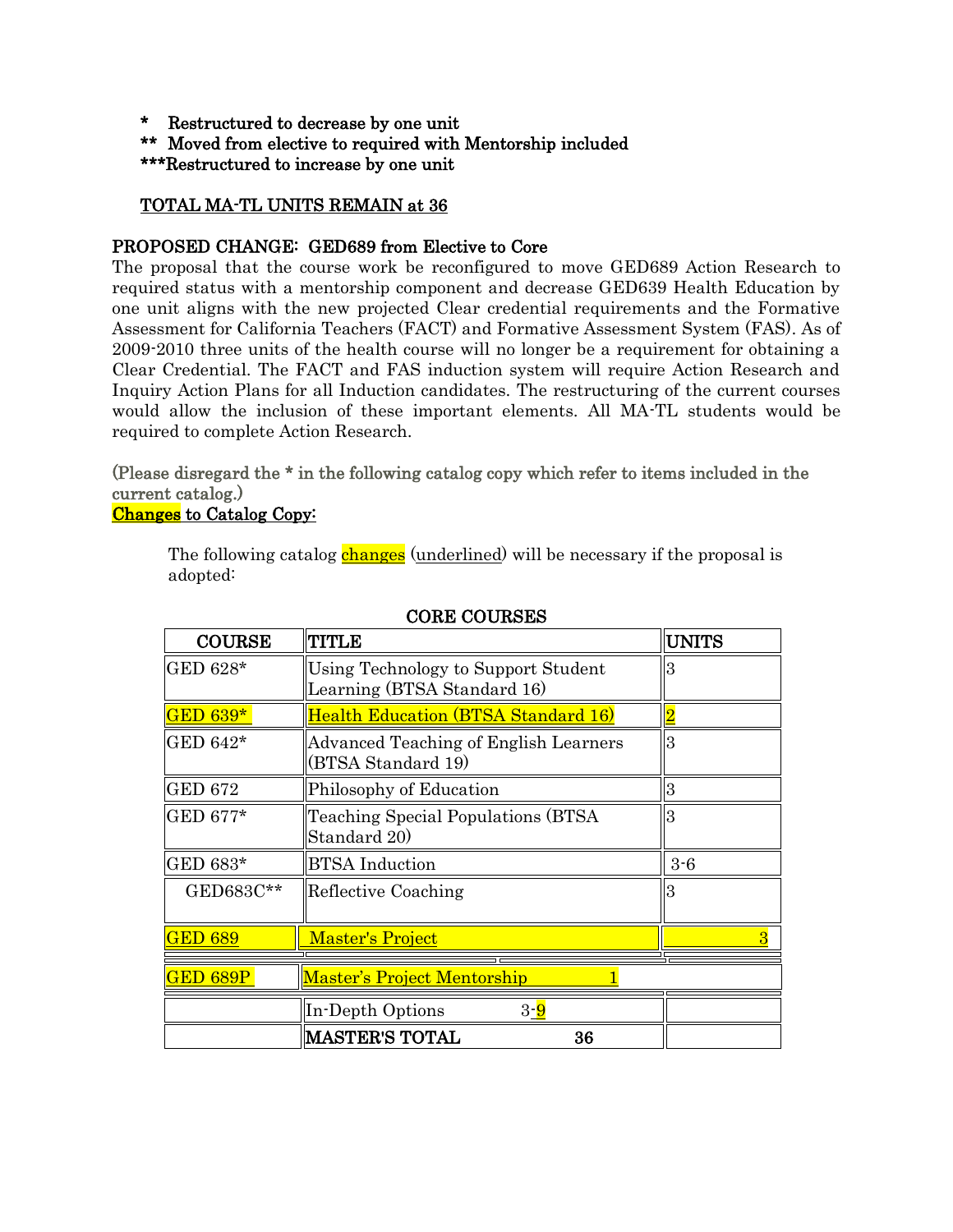\*   Restructured to decrease by one unit
\*\*  Moved from elective to required with Mentorship included
\*\*\*Restructured to increase by one unit

TOTAL MA-TL UNITS REMAIN at 36

## PROPOSED CHANGE: GED689 from Elective to Core

The proposal that the course work be reconfigured to move GED689 Action Research to required status with a mentorship component and decrease GED639 Health Education by one unit aligns with the new projected Clear credential requirements and the Formative Assessment for California Teachers (FACT) and Formative Assessment System (FAS). As of 2009-2010 three units of the health course will no longer be a requirement for obtaining a Clear Credential. The FACT and FAS induction system will require Action Research and Inquiry Action Plans for all Induction candidates. The restructuring of the current courses would allow the inclusion of these important elements. All MA-TL students would be required to complete Action Research.

(Please disregard the * in the following catalog copy which refer to items included in the current catalog.)

**Changes to Catalog Copy:**

The following catalog changes (underlined) will be necessary if the proposal is adopted:

**CORE COURSES**

| COURSE | TITLE | UNITS |
|---|---|---|
| GED 628* | Using Technology to Support Student Learning (BTSA Standard 16) | 3 |
| GED 639* | Health Education (BTSA Standard 16) | 2 |
| GED 642* | Advanced Teaching of English Learners (BTSA Standard 19) | 3 |
| GED 672 | Philosophy of Education | 3 |
| GED 677* | Teaching Special Populations (BTSA Standard 20) | 3 |
| GED 683* | BTSA Induction | 3-6 |
| GED683C** | Reflective Coaching | 3 |
| GED 689 | Master's Project | 3 |
| GED 689P | Master's Project Mentorship | 1 |
| | In-Depth Options | 3-9 |
| | **MASTER'S TOTAL** | **36** |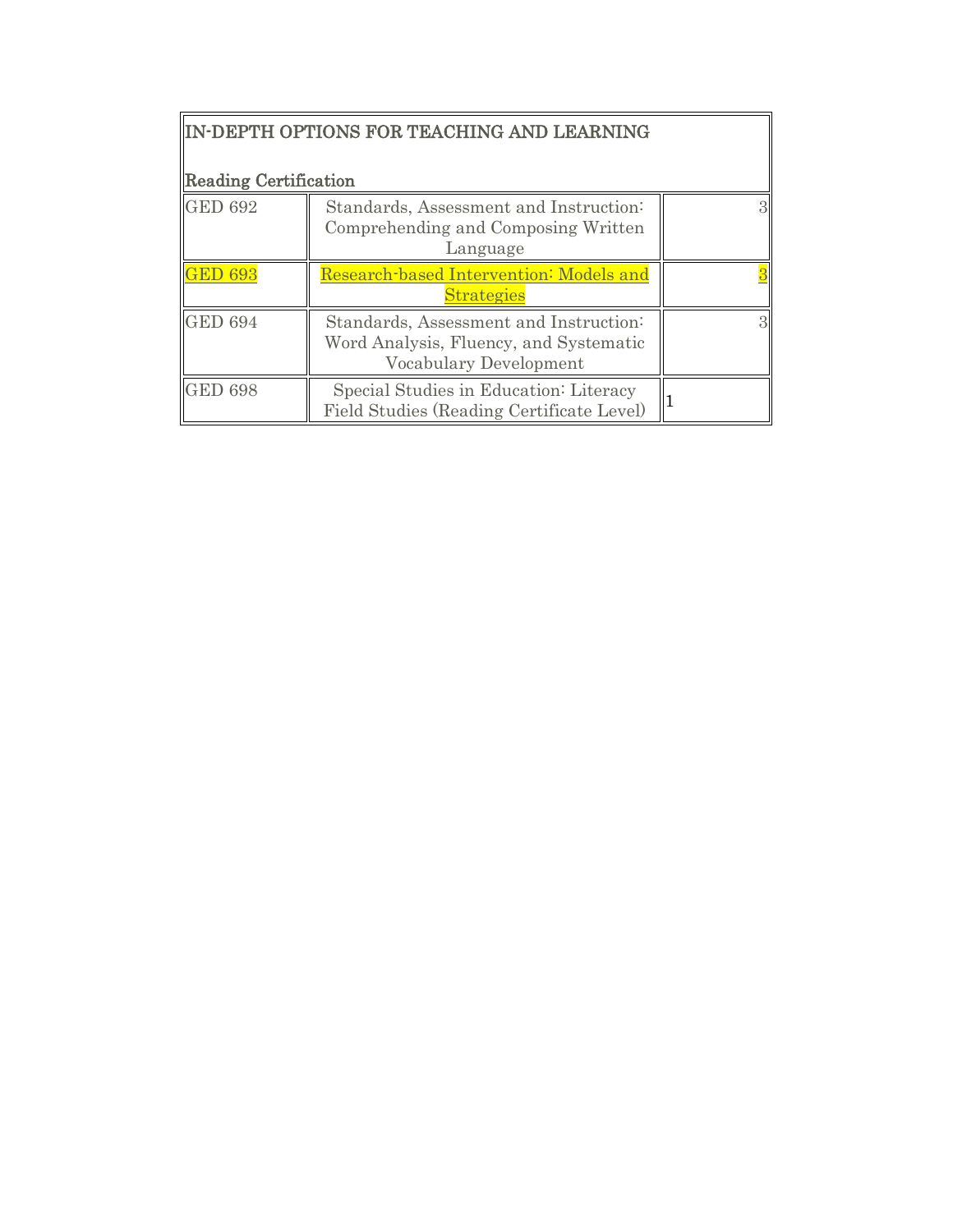| IN-DEPTH OPTIONS FOR TEACHING AND LEARNING<br><br>Reading Certification | | |
|---|---|---|
| GED 692 | Standards, Assessment and Instruction: Comprehending and Composing Written Language | 3 |
| GED 693 | Research-based Intervention: Models and Strategies | 3 |
| GED 694 | Standards, Assessment and Instruction: Word Analysis, Fluency, and Systematic Vocabulary Development | 3 |
| GED 698 | Special Studies in Education: Literacy Field Studies (Reading Certificate Level) | 1 |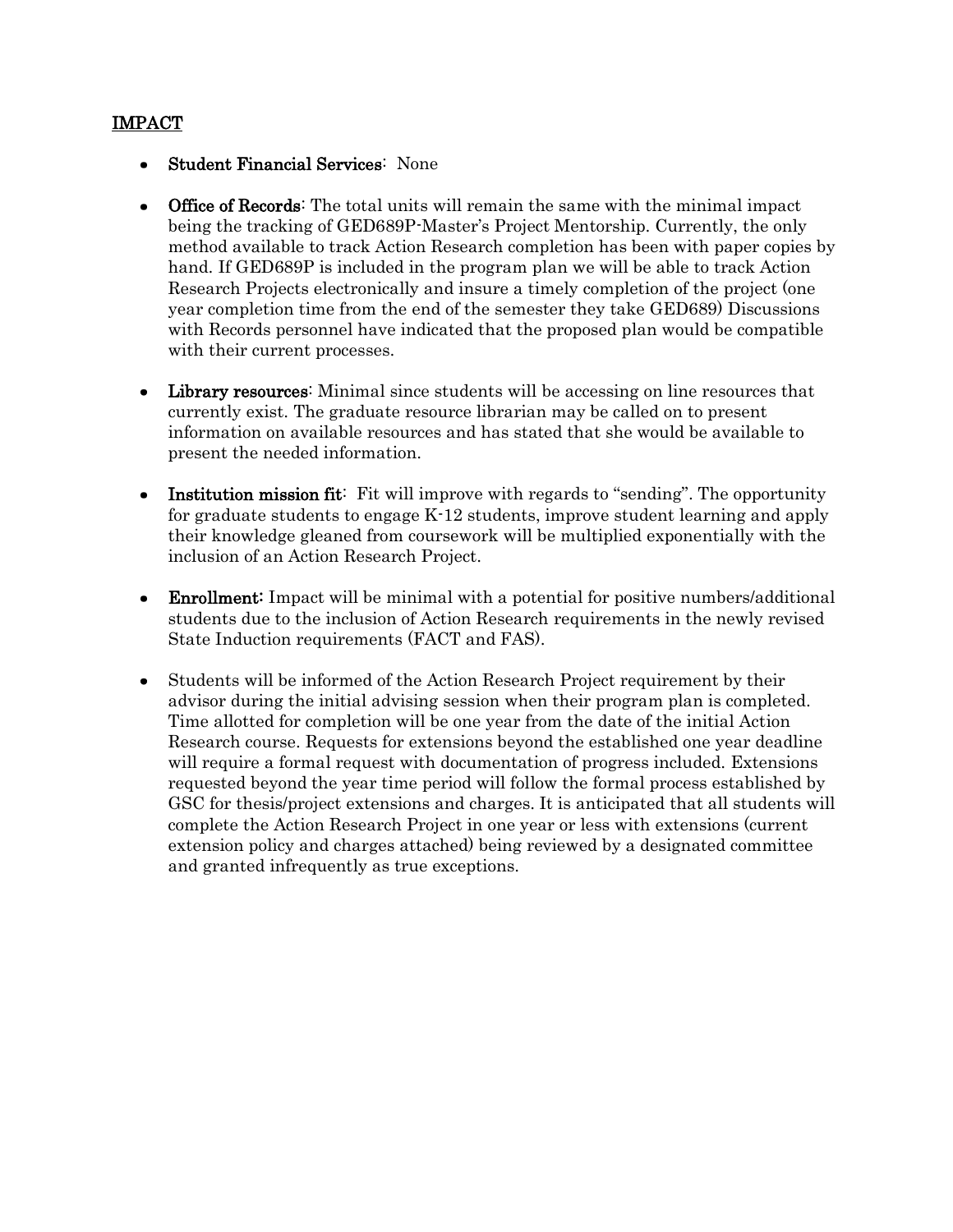## IMPACT

- **Student Financial Services**: None
- **Office of Records**: The total units will remain the same with the minimal impact being the tracking of GED689P-Master's Project Mentorship. Currently, the only method available to track Action Research completion has been with paper copies by hand. If GED689P is included in the program plan we will be able to track Action Research Projects electronically and insure a timely completion of the project (one year completion time from the end of the semester they take GED689) Discussions with Records personnel have indicated that the proposed plan would be compatible with their current processes.
- **Library resources**: Minimal since students will be accessing on line resources that currently exist. The graduate resource librarian may be called on to present information on available resources and has stated that she would be available to present the needed information.
- **Institution mission fit**: Fit will improve with regards to "sending". The opportunity for graduate students to engage K-12 students, improve student learning and apply their knowledge gleaned from coursework will be multiplied exponentially with the inclusion of an Action Research Project.
- **Enrollment:** Impact will be minimal with a potential for positive numbers/additional students due to the inclusion of Action Research requirements in the newly revised State Induction requirements (FACT and FAS).
- Students will be informed of the Action Research Project requirement by their advisor during the initial advising session when their program plan is completed. Time allotted for completion will be one year from the date of the initial Action Research course. Requests for extensions beyond the established one year deadline will require a formal request with documentation of progress included. Extensions requested beyond the year time period will follow the formal process established by GSC for thesis/project extensions and charges. It is anticipated that all students will complete the Action Research Project in one year or less with extensions (current extension policy and charges attached) being reviewed by a designated committee and granted infrequently as true exceptions.